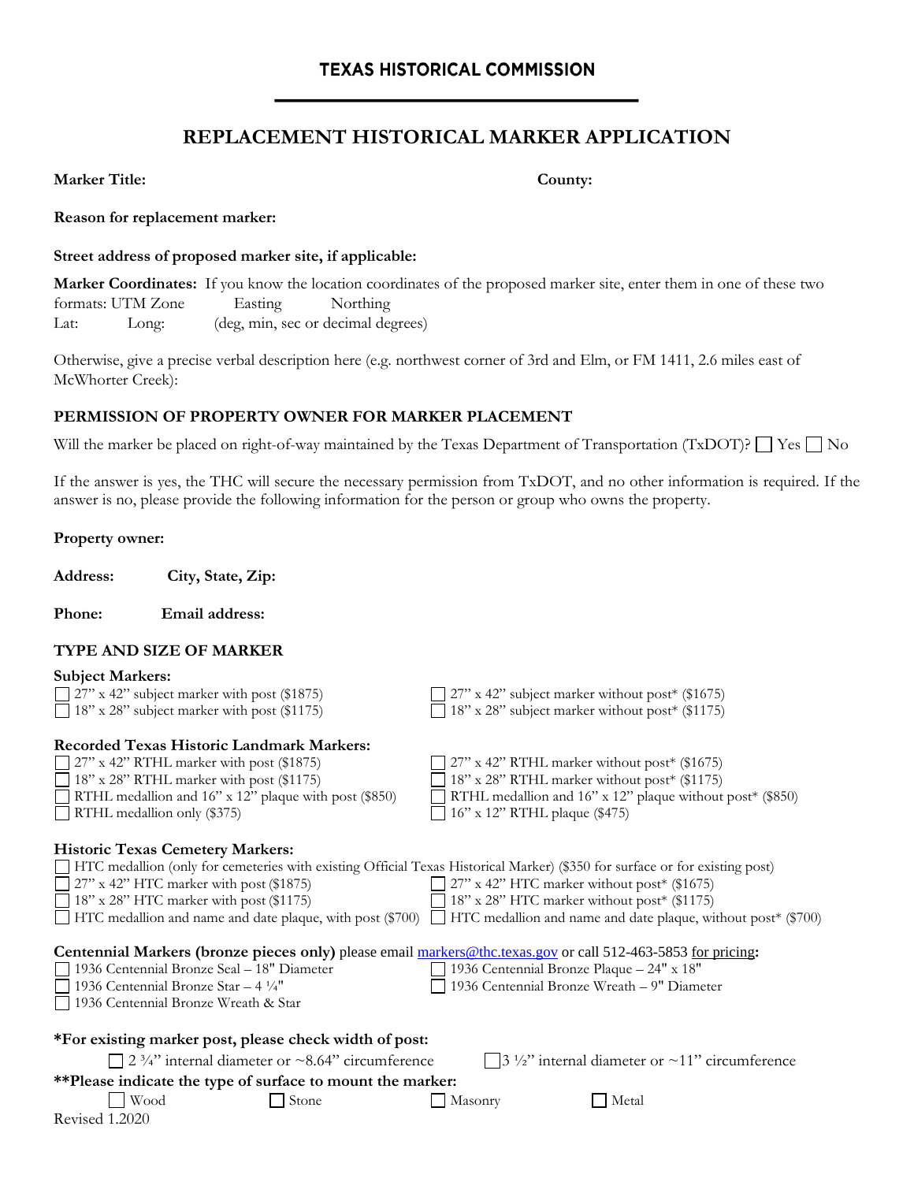## TEXAS HISTORICAL COMMISSION

# REPLACEMENT HISTORICAL MARKER APPLICATION

**Marker Title:** **County:**

**Reason for replacement marker:**

**Street address of proposed marker site, if applicable:**

**Marker Coordinates:** If you know the location coordinates of the proposed marker site, enter them in one of these two formats: UTM Zone Easting Northing
Lat: Long: (deg, min, sec or decimal degrees)

Otherwise, give a precise verbal description here (e.g. northwest corner of 3rd and Elm, or FM 1411, 2.6 miles east of McWhorter Creek):

## PERMISSION OF PROPERTY OWNER FOR MARKER PLACEMENT

Will the marker be placed on right-of-way maintained by the Texas Department of Transportation (TxDOT)? ☐ Yes ☐ No

If the answer is yes, the THC will secure the necessary permission from TxDOT, and no other information is required. If the answer is no, please provide the following information for the person or group who owns the property.

**Property owner:**

**Address:** **City, State, Zip:**

**Phone:** **Email address:**

## TYPE AND SIZE OF MARKER

**Subject Markers:**

- ☐ 27" x 42" subject marker with post ($1875)
- ☐ 18" x 28" subject marker with post ($1175)
- ☐ 27" x 42" subject marker without post* ($1675)
- ☐ 18" x 28" subject marker without post* ($1175)

**Recorded Texas Historic Landmark Markers:**

- ☐ 27" x 42" RTHL marker with post ($1875)
- ☐ 18" x 28" RTHL marker with post ($1175)
- ☐ RTHL medallion and 16" x 12" plaque with post ($850)
- ☐ RTHL medallion only ($375)
- ☐ 27" x 42" RTHL marker without post* ($1675)
- ☐ 18" x 28" RTHL marker without post* ($1175)
- ☐ RTHL medallion and 16" x 12" plaque without post* ($850)
- ☐ 16" x 12" RTHL plaque ($475)

**Historic Texas Cemetery Markers:**

- ☐ HTC medallion (only for cemeteries with existing Official Texas Historical Marker) ($350 for surface or for existing post)
- ☐ 27" x 42" HTC marker with post ($1875)
- ☐ 18" x 28" HTC marker with post ($1175)
- ☐ HTC medallion and name and date plaque, with post ($700)
- ☐ 27" x 42" HTC marker without post* ($1675)
- ☐ 18" x 28" HTC marker without post* ($1175)
- ☐ HTC medallion and name and date plaque, without post* ($700)

**Centennial Markers (bronze pieces only)** please email markers@thc.texas.gov or call 512-463-5853 for pricing**:**

- ☐ 1936 Centennial Bronze Seal – 18" Diameter
- ☐ 1936 Centennial Bronze Star – 4 ¼"
- ☐ 1936 Centennial Bronze Wreath & Star
- ☐ 1936 Centennial Bronze Plaque – 24" x 18"
- ☐ 1936 Centennial Bronze Wreath – 9" Diameter

**\*For existing marker post, please check width of post:**

☐ 2 ¾" internal diameter or ~8.64" circumference ☐ 3 ½" internal diameter or ~11" circumference

**\*\*Please indicate the type of surface to mount the marker:**

☐ Wood ☐ Stone ☐ Masonry ☐ Metal

Revised 1.2020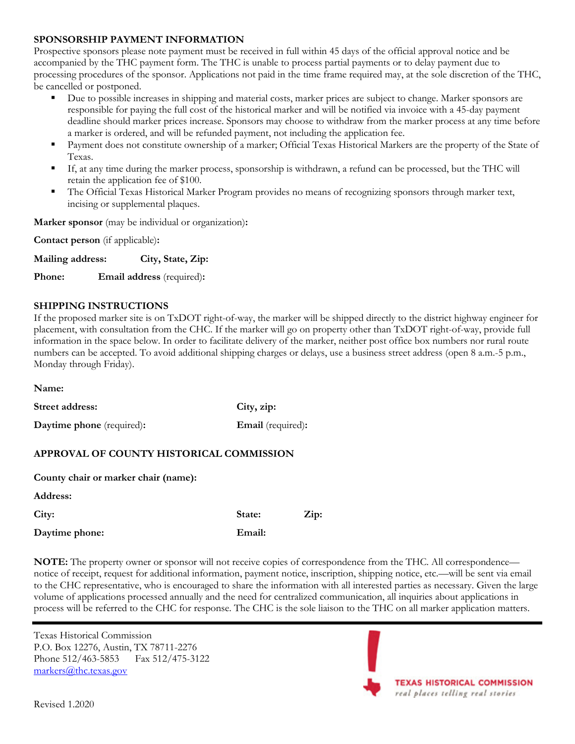## SPONSORSHIP PAYMENT INFORMATION

Prospective sponsors please note payment must be received in full within 45 days of the official approval notice and be accompanied by the THC payment form. The THC is unable to process partial payments or to delay payment due to processing procedures of the sponsor. Applications not paid in the time frame required may, at the sole discretion of the THC, be cancelled or postponed.

- Due to possible increases in shipping and material costs, marker prices are subject to change. Marker sponsors are responsible for paying the full cost of the historical marker and will be notified via invoice with a 45-day payment deadline should marker prices increase. Sponsors may choose to withdraw from the marker process at any time before a marker is ordered, and will be refunded payment, not including the application fee.
- Payment does not constitute ownership of a marker; Official Texas Historical Markers are the property of the State of Texas.
- If, at any time during the marker process, sponsorship is withdrawn, a refund can be processed, but the THC will retain the application fee of $100.
- The Official Texas Historical Marker Program provides no means of recognizing sponsors through marker text, incising or supplemental plaques.

**Marker sponsor** (may be individual or organization)**:**

**Contact person** (if applicable)**:**

**Mailing address:** **City, State, Zip:**

**Phone:** **Email address** (required)**:**

## SHIPPING INSTRUCTIONS

If the proposed marker site is on TxDOT right-of-way, the marker will be shipped directly to the district highway engineer for placement, with consultation from the CHC. If the marker will go on property other than TxDOT right-of-way, provide full information in the space below. In order to facilitate delivery of the marker, neither post office box numbers nor rural route numbers can be accepted. To avoid additional shipping charges or delays, use a business street address (open 8 a.m.-5 p.m., Monday through Friday).

**Name:**

**Street address:** **City, zip:**

**Daytime phone** (required)**:** **Email** (required)**:**

## APPROVAL OF COUNTY HISTORICAL COMMISSION

**County chair or marker chair (name):**

**Address:**

**City:** **State:** **Zip:**

**Daytime phone:** **Email:**

**NOTE:** The property owner or sponsor will not receive copies of correspondence from the THC. All correspondence—notice of receipt, request for additional information, payment notice, inscription, shipping notice, etc.—will be sent via email to the CHC representative, who is encouraged to share the information with all interested parties as necessary. Given the large volume of applications processed annually and the need for centralized communication, all inquiries about applications in process will be referred to the CHC for response. The CHC is the sole liaison to the THC on all marker application matters.

---

Texas Historical Commission
P.O. Box 12276, Austin, TX 78711-2276
Phone 512/463-5853 Fax 512/475-3122
markers@thc.texas.gov

TEXAS HISTORICAL COMMISSION
*real places telling real stories*

Revised 1.2020